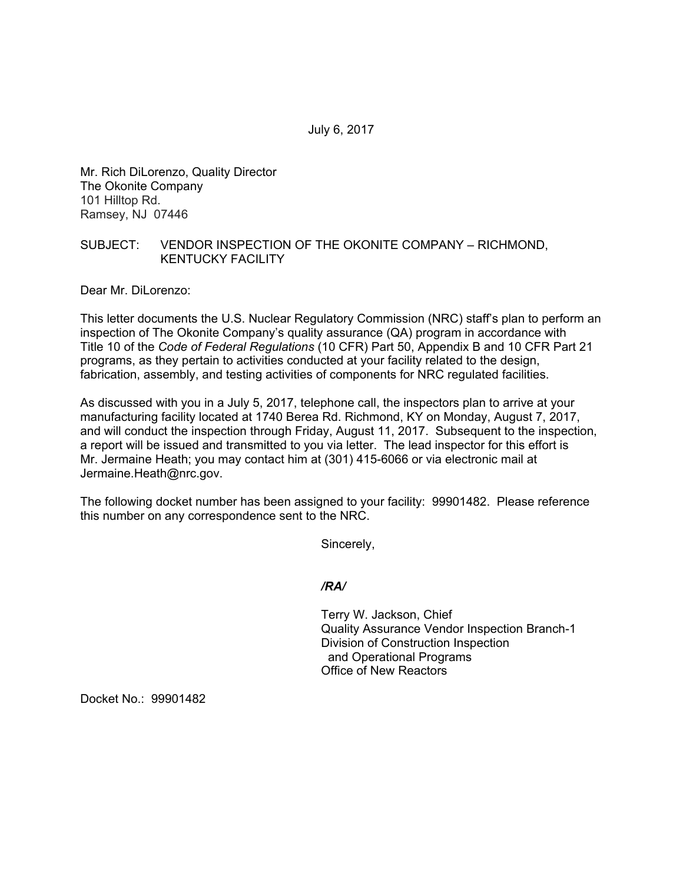July 6, 2017

Mr. Rich DiLorenzo, Quality Director
The Okonite Company
101 Hilltop Rd.
Ramsey, NJ 07446

SUBJECT: VENDOR INSPECTION OF THE OKONITE COMPANY – RICHMOND, KENTUCKY FACILITY

Dear Mr. DiLorenzo:

This letter documents the U.S. Nuclear Regulatory Commission (NRC) staff's plan to perform an inspection of The Okonite Company's quality assurance (QA) program in accordance with Title 10 of the *Code of Federal Regulations* (10 CFR) Part 50, Appendix B and 10 CFR Part 21 programs, as they pertain to activities conducted at your facility related to the design, fabrication, assembly, and testing activities of components for NRC regulated facilities.

As discussed with you in a July 5, 2017, telephone call, the inspectors plan to arrive at your manufacturing facility located at 1740 Berea Rd. Richmond, KY on Monday, August 7, 2017, and will conduct the inspection through Friday, August 11, 2017. Subsequent to the inspection, a report will be issued and transmitted to you via letter. The lead inspector for this effort is Mr. Jermaine Heath; you may contact him at (301) 415-6066 or via electronic mail at Jermaine.Heath@nrc.gov.

The following docket number has been assigned to your facility: 99901482. Please reference this number on any correspondence sent to the NRC.

Sincerely,

*/RA/*

Terry W. Jackson, Chief
Quality Assurance Vendor Inspection Branch-1
Division of Construction Inspection
and Operational Programs
Office of New Reactors

Docket No.: 99901482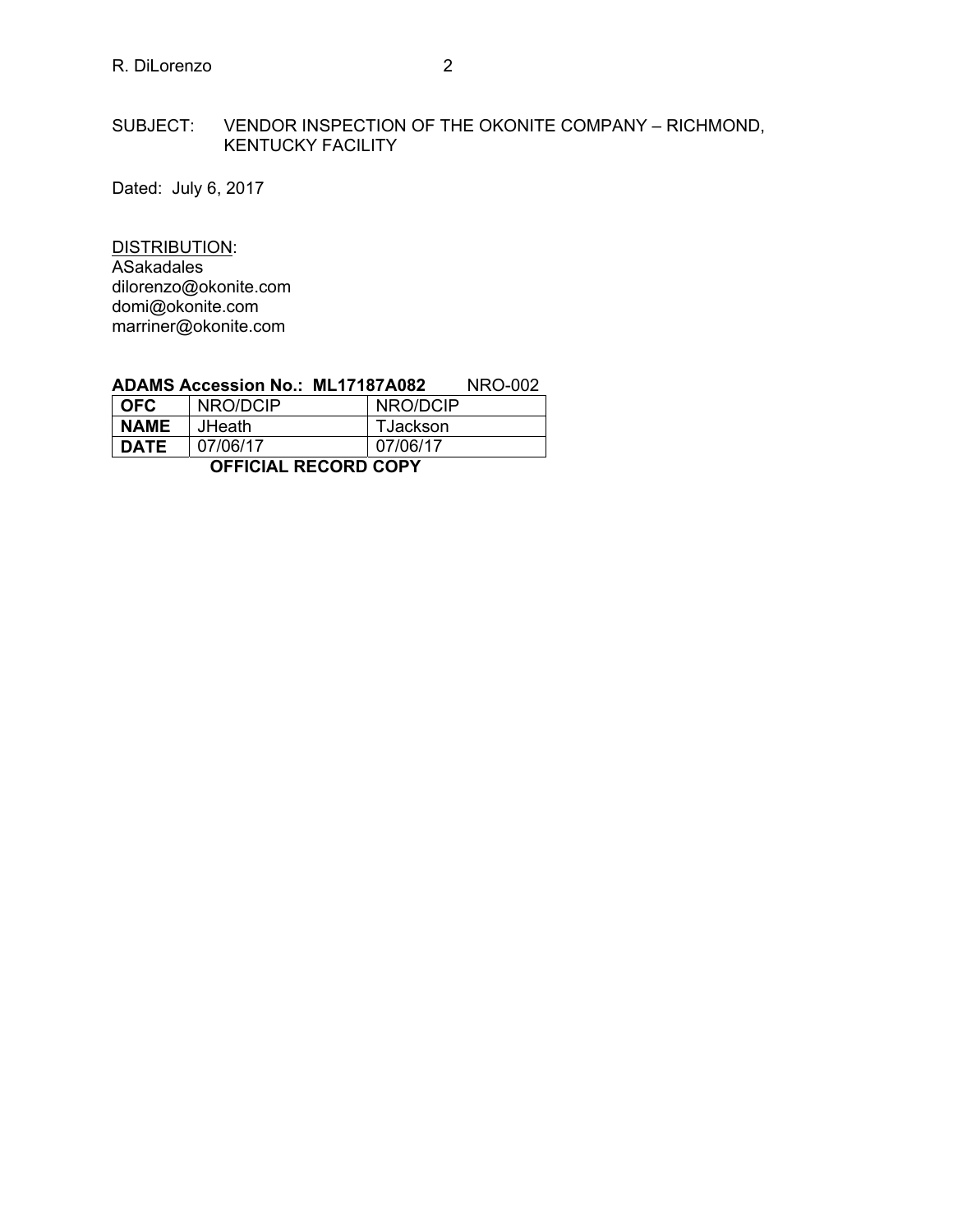SUBJECT: VENDOR INSPECTION OF THE OKONITE COMPANY – RICHMOND, KENTUCKY FACILITY

Dated: July 6, 2017

DISTRIBUTION:
ASakadales
dilorenzo@okonite.com
domi@okonite.com
marriner@okonite.com

**ADAMS Accession No.: ML17187A082** NRO-002

| **OFC** | NRO/DCIP | NRO/DCIP |
| --- | --- | --- |
| **NAME** | JHeath | TJackson |
| **DATE** | 07/06/17 | 07/06/17 |

**OFFICIAL RECORD COPY**